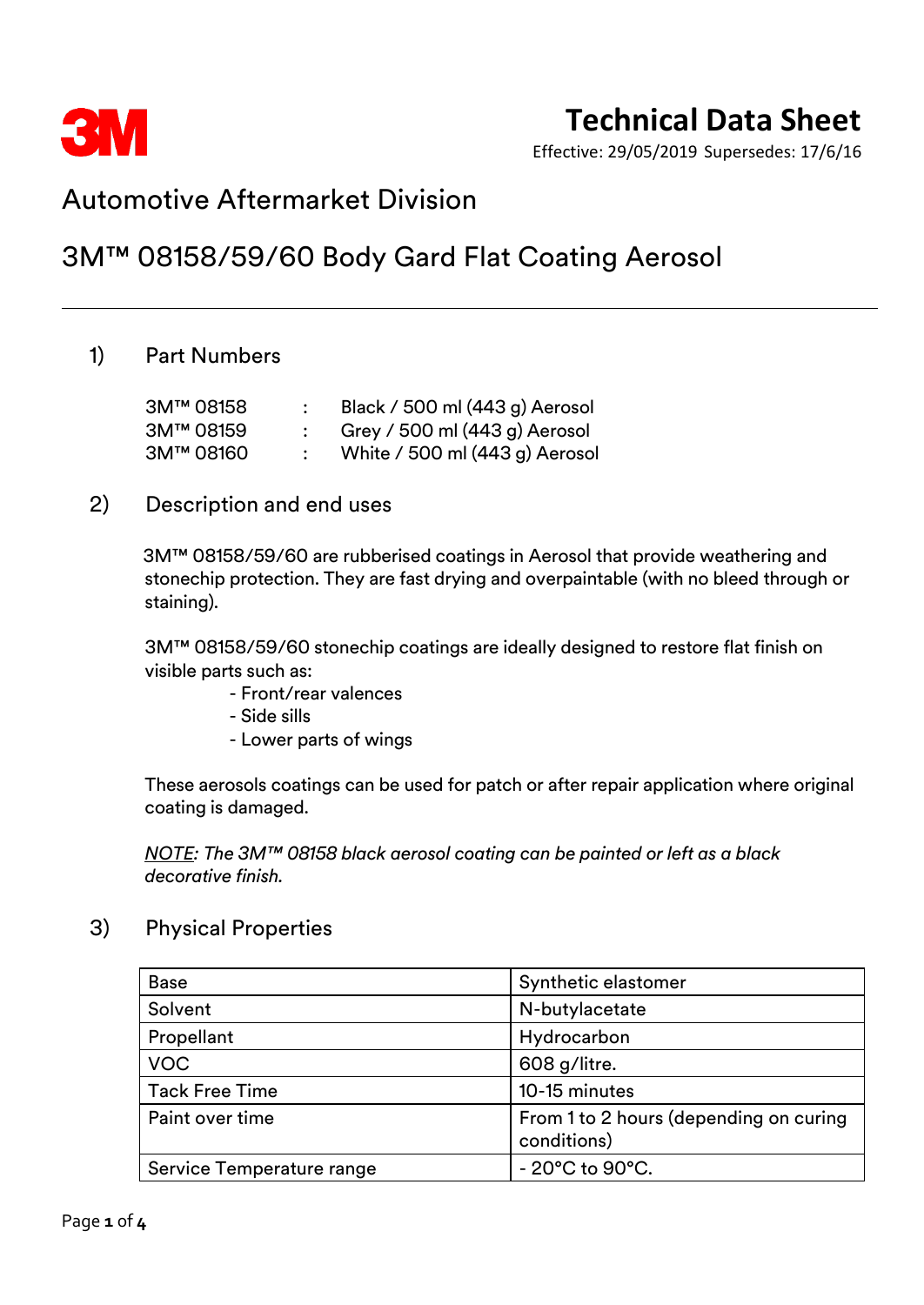3M

# Technical Data Sheet

Effective: 29/05/2019 Supersedes: 17/6/16

## Automotive Aftermarket Division

## 3M™ 08158/59/60 Body Gard Flat Coating Aerosol

---

### 1) Part Numbers

| | | |
|---|---|---|
| 3M™ 08158 | : | Black / 500 ml (443 g) Aerosol |
| 3M™ 08159 | : | Grey / 500 ml (443 g) Aerosol |
| 3M™ 08160 | : | White / 500 ml (443 g) Aerosol |

### 2) Description and end uses

3M™ 08158/59/60 are rubberised coatings in Aerosol that provide weathering and stonechip protection. They are fast drying and overpaintable (with no bleed through or staining).

3M™ 08158/59/60 stonechip coatings are ideally designed to restore flat finish on visible parts such as:

- Front/rear valences
- Side sills
- Lower parts of wings

These aerosols coatings can be used for patch or after repair application where original coating is damaged.

*NOTE: The 3M™ 08158 black aerosol coating can be painted or left as a black decorative finish.*

### 3) Physical Properties

| | |
|---|---|
| Base | Synthetic elastomer |
| Solvent | N-butylacetate |
| Propellant | Hydrocarbon |
| VOC | 608 g/litre. |
| Tack Free Time | 10-15 minutes |
| Paint over time | From 1 to 2 hours (depending on curing conditions) |
| Service Temperature range | - 20°C to 90°C. |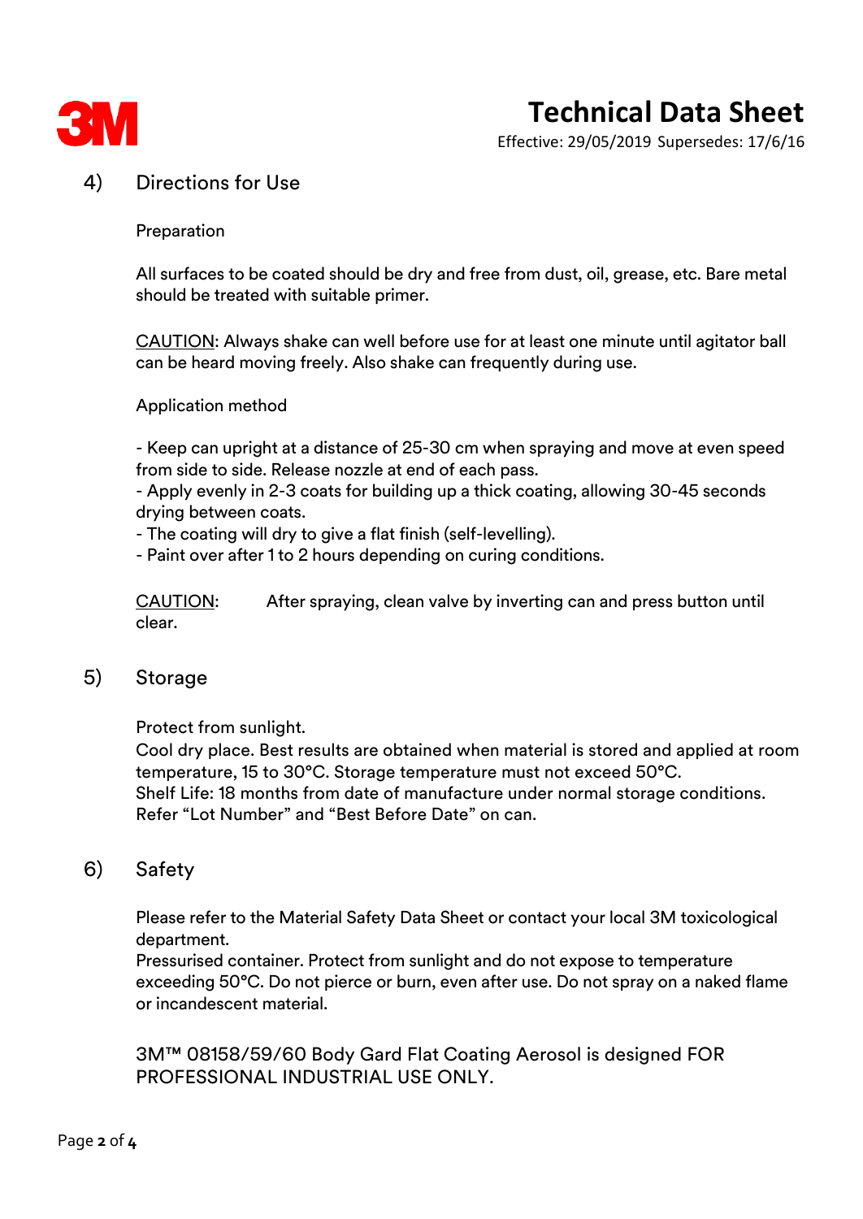## 4) Directions for Use

Preparation

All surfaces to be coated should be dry and free from dust, oil, grease, etc. Bare metal should be treated with suitable primer.

<u>CAUTION</u>: Always shake can well before use for at least one minute until agitator ball can be heard moving freely. Also shake can frequently during use.

Application method

- Keep can upright at a distance of 25-30 cm when spraying and move at even speed from side to side. Release nozzle at end of each pass.
- Apply evenly in 2-3 coats for building up a thick coating, allowing 30-45 seconds drying between coats.
- The coating will dry to give a flat finish (self-levelling).
- Paint over after 1 to 2 hours depending on curing conditions.

<u>CAUTION</u>: After spraying, clean valve by inverting can and press button until clear.

## 5) Storage

Protect from sunlight.
Cool dry place. Best results are obtained when material is stored and applied at room temperature, 15 to 30°C. Storage temperature must not exceed 50°C.
Shelf Life: 18 months from date of manufacture under normal storage conditions.
Refer "Lot Number" and "Best Before Date" on can.

## 6) Safety

Please refer to the Material Safety Data Sheet or contact your local 3M toxicological department.
Pressurised container. Protect from sunlight and do not expose to temperature exceeding 50°C. Do not pierce or burn, even after use. Do not spray on a naked flame or incandescent material.

3M™ 08158/59/60 Body Gard Flat Coating Aerosol is designed FOR PROFESSIONAL INDUSTRIAL USE ONLY.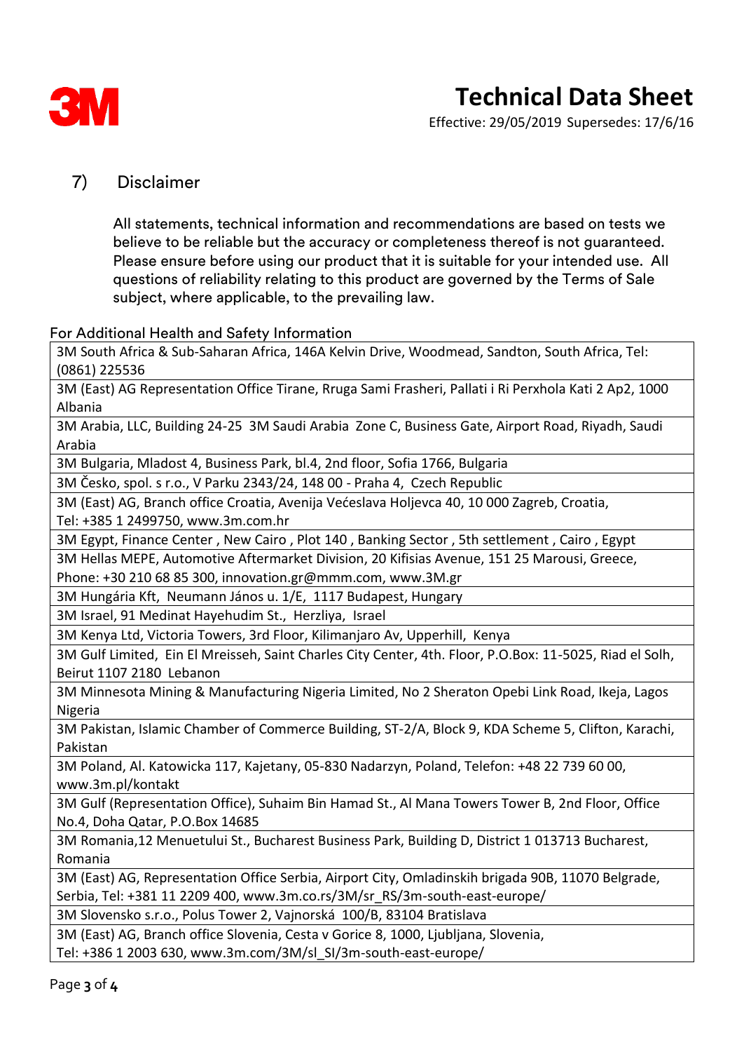## 7) Disclaimer

All statements, technical information and recommendations are based on tests we believe to be reliable but the accuracy or completeness thereof is not guaranteed. Please ensure before using our product that it is suitable for your intended use. All questions of reliability relating to this product are governed by the Terms of Sale subject, where applicable, to the prevailing law.

For Additional Health and Safety Information

| |
|---|
| 3M South Africa & Sub-Saharan Africa, 146A Kelvin Drive, Woodmead, Sandton, South Africa, Tel: (0861) 225536 |
| 3M (East) AG Representation Office Tirane, Rruga Sami Frasheri, Pallati i Ri Perxhola Kati 2 Ap2, 1000 Albania |
| 3M Arabia, LLC, Building 24-25 3M Saudi Arabia Zone C, Business Gate, Airport Road, Riyadh, Saudi Arabia |
| 3M Bulgaria, Mladost 4, Business Park, bl.4, 2nd floor, Sofia 1766, Bulgaria |
| 3M Česko, spol. s r.o., V Parku 2343/24, 148 00 - Praha 4, Czech Republic |
| 3M (East) AG, Branch office Croatia, Avenija Većeslava Holjevca 40, 10 000 Zagreb, Croatia, Tel: +385 1 2499750, www.3m.com.hr |
| 3M Egypt, Finance Center , New Cairo , Plot 140 , Banking Sector , 5th settlement , Cairo , Egypt |
| 3M Hellas MEPE, Automotive Aftermarket Division, 20 Kifisias Avenue, 151 25 Marousi, Greece, Phone: +30 210 68 85 300, innovation.gr@mmm.com, www.3M.gr |
| 3M Hungária Kft, Neumann János u. 1/E, 1117 Budapest, Hungary |
| 3M Israel, 91 Medinat Hayehudim St., Herzliya, Israel |
| 3M Kenya Ltd, Victoria Towers, 3rd Floor, Kilimanjaro Av, Upperhill, Kenya |
| 3M Gulf Limited, Ein El Mreisseh, Saint Charles City Center, 4th. Floor, P.O.Box: 11-5025, Riad el Solh, Beirut 1107 2180 Lebanon |
| 3M Minnesota Mining & Manufacturing Nigeria Limited, No 2 Sheraton Opebi Link Road, Ikeja, Lagos Nigeria |
| 3M Pakistan, Islamic Chamber of Commerce Building, ST-2/A, Block 9, KDA Scheme 5, Clifton, Karachi, Pakistan |
| 3M Poland, Al. Katowicka 117, Kajetany, 05-830 Nadarzyn, Poland, Telefon: +48 22 739 60 00, www.3m.pl/kontakt |
| 3M Gulf (Representation Office), Suhaim Bin Hamad St., Al Mana Towers Tower B, 2nd Floor, Office No.4, Doha Qatar, P.O.Box 14685 |
| 3M Romania,12 Menuetului St., Bucharest Business Park, Building D, District 1 013713 Bucharest, Romania |
| 3M (East) AG, Representation Office Serbia, Airport City, Omladinskih brigada 90B, 11070 Belgrade, Serbia, Tel: +381 11 2209 400, www.3m.co.rs/3M/sr_RS/3m-south-east-europe/ |
| 3M Slovensko s.r.o., Polus Tower 2, Vajnorská 100/B, 83104 Bratislava |
| 3M (East) AG, Branch office Slovenia, Cesta v Gorice 8, 1000, Ljubljana, Slovenia, Tel: +386 1 2003 630, www.3m.com/3M/sl_SI/3m-south-east-europe/ |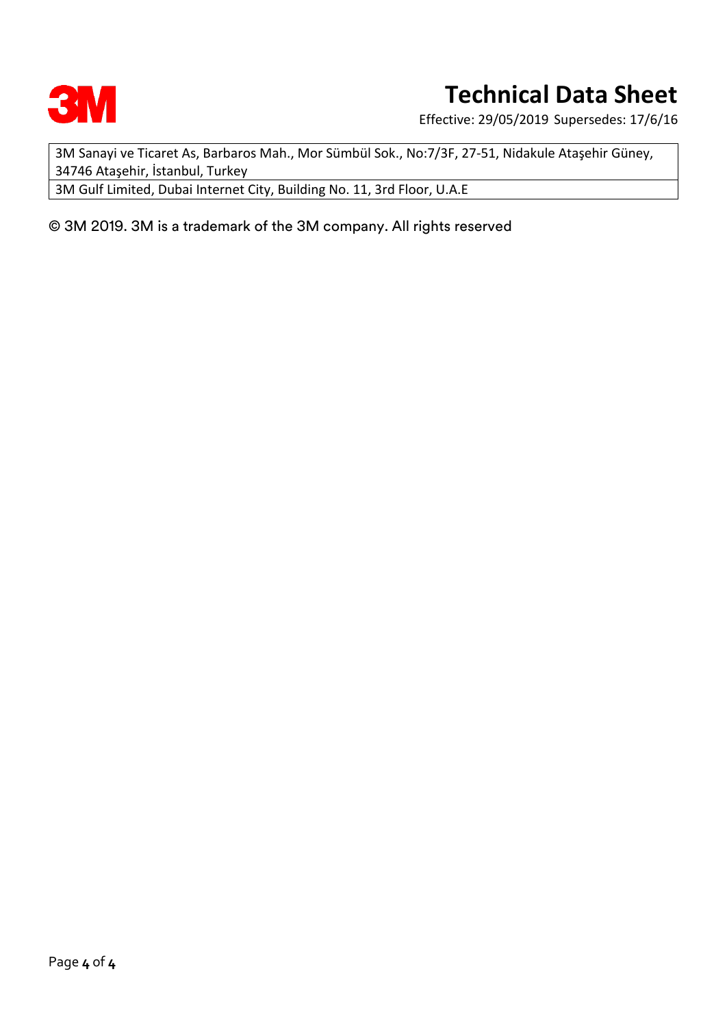3M Sanayi ve Ticaret As, Barbaros Mah., Mor Sümbül Sok., No:7/3F, 27-51, Nidakule Ataşehir Güney, 34746 Ataşehir, İstanbul, Turkey

3M Gulf Limited, Dubai Internet City, Building No. 11, 3rd Floor, U.A.E

© 3M 2019. 3M is a trademark of the 3M company. All rights reserved